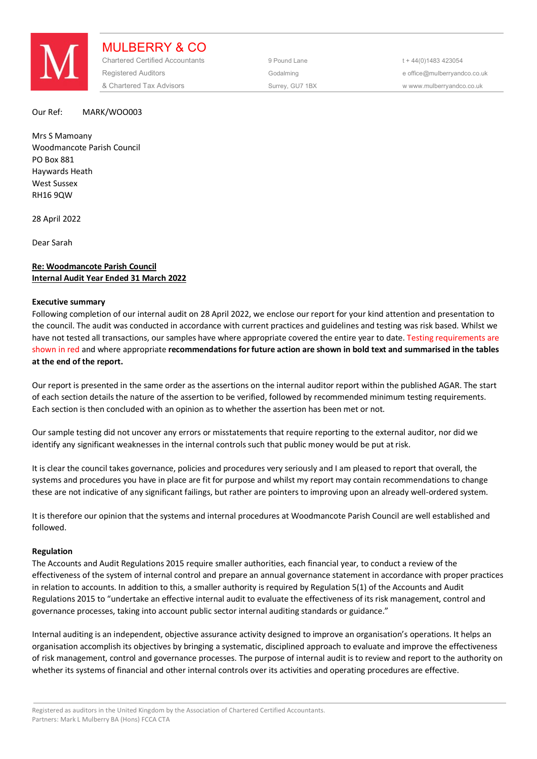# MULBERRY & CO

Chartered Certified Accountants
Registered Auditors
& Chartered Tax Advisors

9 Pound Lane
Godalming
Surrey, GU7 1BX

t + 44(0)1483 423054
e office@mulberryandco.co.uk
w www.mulberryandco.co.uk

Our Ref: MARK/WOO003

Mrs S Mamoany
Woodmancote Parish Council
PO Box 881
Haywards Heath
West Sussex
RH16 9QW

28 April 2022

Dear Sarah

**Re: Woodmancote Parish Council**
**Internal Audit Year Ended 31 March 2022**

**Executive summary**

Following completion of our internal audit on 28 April 2022, we enclose our report for your kind attention and presentation to the council. The audit was conducted in accordance with current practices and guidelines and testing was risk based. Whilst we have not tested all transactions, our samples have where appropriate covered the entire year to date. Testing requirements are shown in red and where appropriate **recommendations for future action are shown in bold text and summarised in the tables at the end of the report.**

Our report is presented in the same order as the assertions on the internal auditor report within the published AGAR. The start of each section details the nature of the assertion to be verified, followed by recommended minimum testing requirements. Each section is then concluded with an opinion as to whether the assertion has been met or not.

Our sample testing did not uncover any errors or misstatements that require reporting to the external auditor, nor did we identify any significant weaknesses in the internal controls such that public money would be put at risk.

It is clear the council takes governance, policies and procedures very seriously and I am pleased to report that overall, the systems and procedures you have in place are fit for purpose and whilst my report may contain recommendations to change these are not indicative of any significant failings, but rather are pointers to improving upon an already well-ordered system.

It is therefore our opinion that the systems and internal procedures at Woodmancote Parish Council are well established and followed.

**Regulation**

The Accounts and Audit Regulations 2015 require smaller authorities, each financial year, to conduct a review of the effectiveness of the system of internal control and prepare an annual governance statement in accordance with proper practices in relation to accounts. In addition to this, a smaller authority is required by Regulation 5(1) of the Accounts and Audit Regulations 2015 to "undertake an effective internal audit to evaluate the effectiveness of its risk management, control and governance processes, taking into account public sector internal auditing standards or guidance."

Internal auditing is an independent, objective assurance activity designed to improve an organisation's operations. It helps an organisation accomplish its objectives by bringing a systematic, disciplined approach to evaluate and improve the effectiveness of risk management, control and governance processes. The purpose of internal audit is to review and report to the authority on whether its systems of financial and other internal controls over its activities and operating procedures are effective.

Registered as auditors in the United Kingdom by the Association of Chartered Certified Accountants.
Partners: Mark L Mulberry BA (Hons) FCCA CTA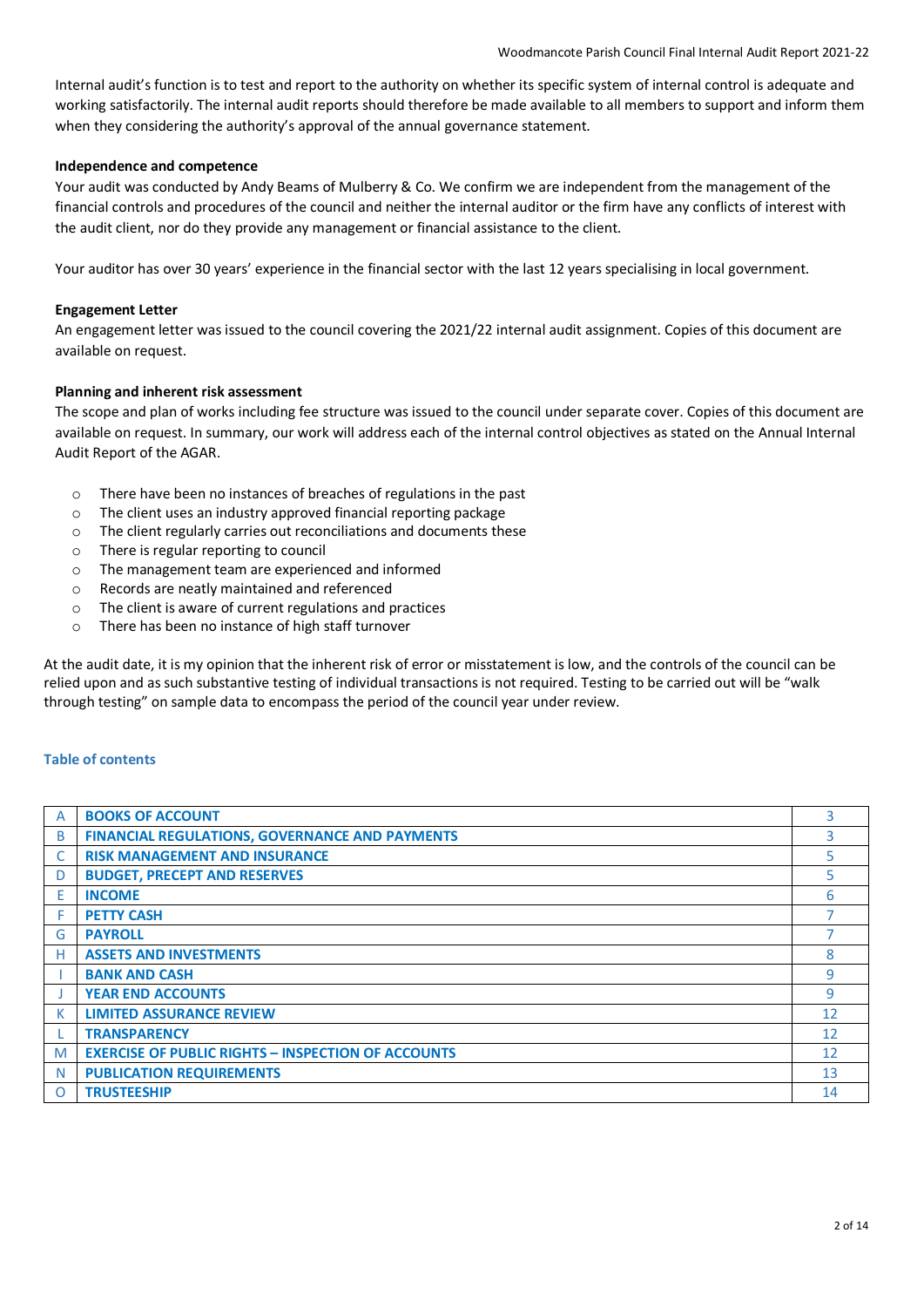Internal audit's function is to test and report to the authority on whether its specific system of internal control is adequate and working satisfactorily. The internal audit reports should therefore be made available to all members to support and inform them when they considering the authority's approval of the annual governance statement.

**Independence and competence**

Your audit was conducted by Andy Beams of Mulberry & Co. We confirm we are independent from the management of the financial controls and procedures of the council and neither the internal auditor or the firm have any conflicts of interest with the audit client, nor do they provide any management or financial assistance to the client.

Your auditor has over 30 years' experience in the financial sector with the last 12 years specialising in local government.

**Engagement Letter**

An engagement letter was issued to the council covering the 2021/22 internal audit assignment. Copies of this document are available on request.

**Planning and inherent risk assessment**

The scope and plan of works including fee structure was issued to the council under separate cover. Copies of this document are available on request. In summary, our work will address each of the internal control objectives as stated on the Annual Internal Audit Report of the AGAR.

- There have been no instances of breaches of regulations in the past
- The client uses an industry approved financial reporting package
- The client regularly carries out reconciliations and documents these
- There is regular reporting to council
- The management team are experienced and informed
- Records are neatly maintained and referenced
- The client is aware of current regulations and practices
- There has been no instance of high staff turnover

At the audit date, it is my opinion that the inherent risk of error or misstatement is low, and the controls of the council can be relied upon and as such substantive testing of individual transactions is not required. Testing to be carried out will be "walk through testing" on sample data to encompass the period of the council year under review.

**Table of contents**

| | | |
|---|---|---|
| A | **BOOKS OF ACCOUNT** | 3 |
| B | **FINANCIAL REGULATIONS, GOVERNANCE AND PAYMENTS** | 3 |
| C | **RISK MANAGEMENT AND INSURANCE** | 5 |
| D | **BUDGET, PRECEPT AND RESERVES** | 5 |
| E | **INCOME** | 6 |
| F | **PETTY CASH** | 7 |
| G | **PAYROLL** | 7 |
| H | **ASSETS AND INVESTMENTS** | 8 |
| I | **BANK AND CASH** | 9 |
| J | **YEAR END ACCOUNTS** | 9 |
| K | **LIMITED ASSURANCE REVIEW** | 12 |
| L | **TRANSPARENCY** | 12 |
| M | **EXERCISE OF PUBLIC RIGHTS – INSPECTION OF ACCOUNTS** | 12 |
| N | **PUBLICATION REQUIREMENTS** | 13 |
| O | **TRUSTEESHIP** | 14 |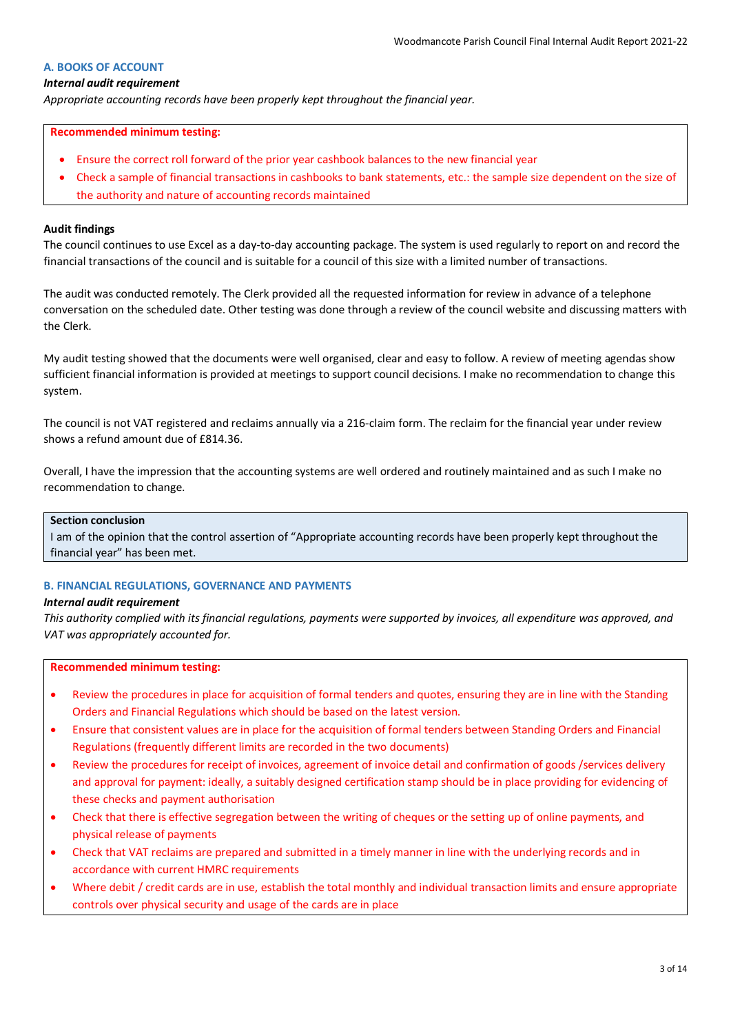### A. BOOKS OF ACCOUNT

***Internal audit requirement***

*Appropriate accounting records have been properly kept throughout the financial year.*

**Recommended minimum testing:**

- Ensure the correct roll forward of the prior year cashbook balances to the new financial year
- Check a sample of financial transactions in cashbooks to bank statements, etc.: the sample size dependent on the size of the authority and nature of accounting records maintained

**Audit findings**

The council continues to use Excel as a day-to-day accounting package. The system is used regularly to report on and record the financial transactions of the council and is suitable for a council of this size with a limited number of transactions.

The audit was conducted remotely. The Clerk provided all the requested information for review in advance of a telephone conversation on the scheduled date. Other testing was done through a review of the council website and discussing matters with the Clerk.

My audit testing showed that the documents were well organised, clear and easy to follow. A review of meeting agendas show sufficient financial information is provided at meetings to support council decisions. I make no recommendation to change this system.

The council is not VAT registered and reclaims annually via a 216-claim form. The reclaim for the financial year under review shows a refund amount due of £814.36.

Overall, I have the impression that the accounting systems are well ordered and routinely maintained and as such I make no recommendation to change.

**Section conclusion**

I am of the opinion that the control assertion of "Appropriate accounting records have been properly kept throughout the financial year" has been met.

### B. FINANCIAL REGULATIONS, GOVERNANCE AND PAYMENTS

***Internal audit requirement***

*This authority complied with its financial regulations, payments were supported by invoices, all expenditure was approved, and VAT was appropriately accounted for.*

**Recommended minimum testing:**

- Review the procedures in place for acquisition of formal tenders and quotes, ensuring they are in line with the Standing Orders and Financial Regulations which should be based on the latest version.
- Ensure that consistent values are in place for the acquisition of formal tenders between Standing Orders and Financial Regulations (frequently different limits are recorded in the two documents)
- Review the procedures for receipt of invoices, agreement of invoice detail and confirmation of goods /services delivery and approval for payment: ideally, a suitably designed certification stamp should be in place providing for evidencing of these checks and payment authorisation
- Check that there is effective segregation between the writing of cheques or the setting up of online payments, and physical release of payments
- Check that VAT reclaims are prepared and submitted in a timely manner in line with the underlying records and in accordance with current HMRC requirements
- Where debit / credit cards are in use, establish the total monthly and individual transaction limits and ensure appropriate controls over physical security and usage of the cards are in place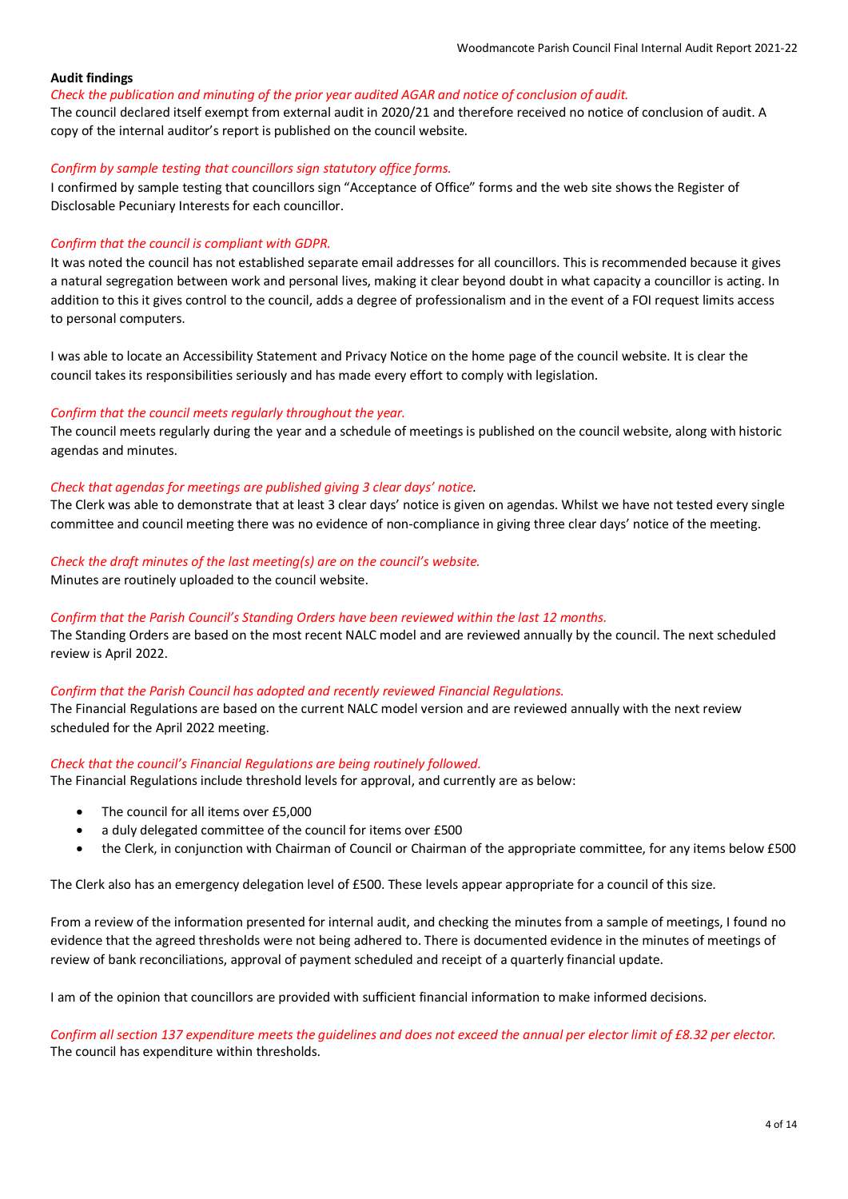**Audit findings**

*Check the publication and minuting of the prior year audited AGAR and notice of conclusion of audit.*

The council declared itself exempt from external audit in 2020/21 and therefore received no notice of conclusion of audit. A copy of the internal auditor's report is published on the council website.

*Confirm by sample testing that councillors sign statutory office forms.*

I confirmed by sample testing that councillors sign "Acceptance of Office" forms and the web site shows the Register of Disclosable Pecuniary Interests for each councillor.

*Confirm that the council is compliant with GDPR.*

It was noted the council has not established separate email addresses for all councillors. This is recommended because it gives a natural segregation between work and personal lives, making it clear beyond doubt in what capacity a councillor is acting. In addition to this it gives control to the council, adds a degree of professionalism and in the event of a FOI request limits access to personal computers.

I was able to locate an Accessibility Statement and Privacy Notice on the home page of the council website. It is clear the council takes its responsibilities seriously and has made every effort to comply with legislation.

*Confirm that the council meets regularly throughout the year.*

The council meets regularly during the year and a schedule of meetings is published on the council website, along with historic agendas and minutes.

*Check that agendas for meetings are published giving 3 clear days' notice.*

The Clerk was able to demonstrate that at least 3 clear days' notice is given on agendas. Whilst we have not tested every single committee and council meeting there was no evidence of non-compliance in giving three clear days' notice of the meeting.

*Check the draft minutes of the last meeting(s) are on the council's website.*

Minutes are routinely uploaded to the council website.

*Confirm that the Parish Council's Standing Orders have been reviewed within the last 12 months.*

The Standing Orders are based on the most recent NALC model and are reviewed annually by the council. The next scheduled review is April 2022.

*Confirm that the Parish Council has adopted and recently reviewed Financial Regulations.*

The Financial Regulations are based on the current NALC model version and are reviewed annually with the next review scheduled for the April 2022 meeting.

*Check that the council's Financial Regulations are being routinely followed.*

The Financial Regulations include threshold levels for approval, and currently are as below:

- The council for all items over £5,000
- a duly delegated committee of the council for items over £500
- the Clerk, in conjunction with Chairman of Council or Chairman of the appropriate committee, for any items below £500

The Clerk also has an emergency delegation level of £500. These levels appear appropriate for a council of this size.

From a review of the information presented for internal audit, and checking the minutes from a sample of meetings, I found no evidence that the agreed thresholds were not being adhered to. There is documented evidence in the minutes of meetings of review of bank reconciliations, approval of payment scheduled and receipt of a quarterly financial update.

I am of the opinion that councillors are provided with sufficient financial information to make informed decisions.

*Confirm all section 137 expenditure meets the guidelines and does not exceed the annual per elector limit of £8.32 per elector.*

The council has expenditure within thresholds.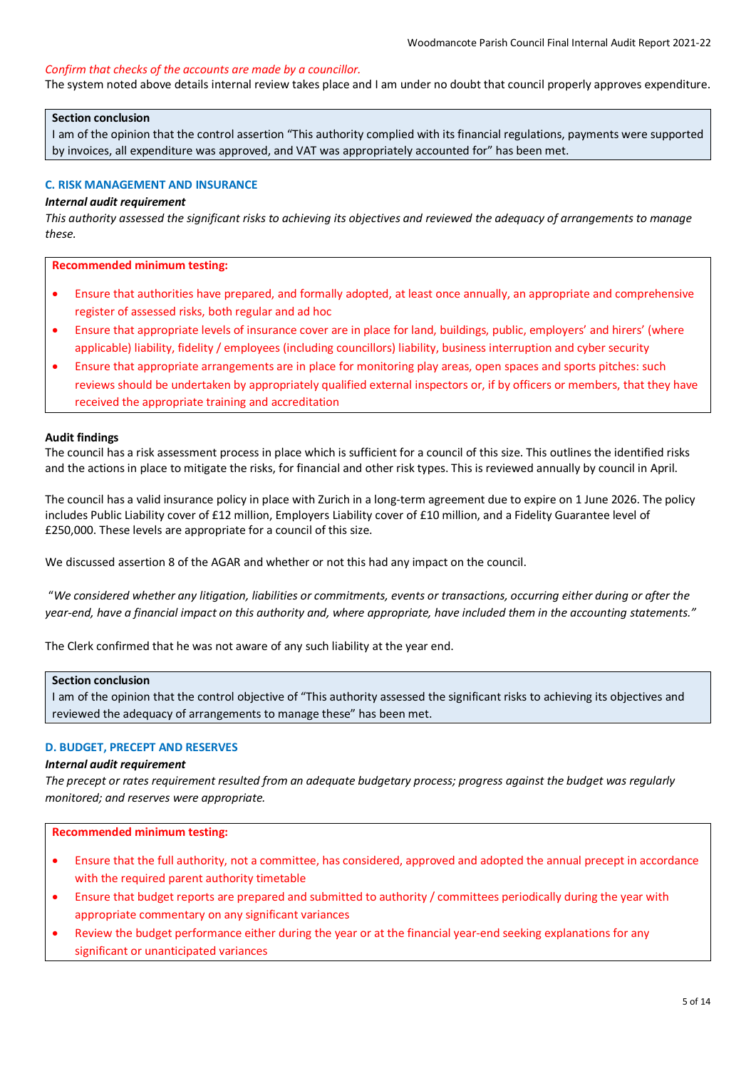*Confirm that checks of the accounts are made by a councillor.*

The system noted above details internal review takes place and I am under no doubt that council properly approves expenditure.

**Section conclusion**

I am of the opinion that the control assertion "This authority complied with its financial regulations, payments were supported by invoices, all expenditure was approved, and VAT was appropriately accounted for" has been met.

### C. RISK MANAGEMENT AND INSURANCE

***Internal audit requirement***

*This authority assessed the significant risks to achieving its objectives and reviewed the adequacy of arrangements to manage these.*

**Recommended minimum testing:**

- Ensure that authorities have prepared, and formally adopted, at least once annually, an appropriate and comprehensive register of assessed risks, both regular and ad hoc
- Ensure that appropriate levels of insurance cover are in place for land, buildings, public, employers' and hirers' (where applicable) liability, fidelity / employees (including councillors) liability, business interruption and cyber security
- Ensure that appropriate arrangements are in place for monitoring play areas, open spaces and sports pitches: such reviews should be undertaken by appropriately qualified external inspectors or, if by officers or members, that they have received the appropriate training and accreditation

**Audit findings**

The council has a risk assessment process in place which is sufficient for a council of this size. This outlines the identified risks and the actions in place to mitigate the risks, for financial and other risk types. This is reviewed annually by council in April.

The council has a valid insurance policy in place with Zurich in a long-term agreement due to expire on 1 June 2026. The policy includes Public Liability cover of £12 million, Employers Liability cover of £10 million, and a Fidelity Guarantee level of £250,000. These levels are appropriate for a council of this size.

We discussed assertion 8 of the AGAR and whether or not this had any impact on the council.

"*We considered whether any litigation, liabilities or commitments, events or transactions, occurring either during or after the year-end, have a financial impact on this authority and, where appropriate, have included them in the accounting statements."*

The Clerk confirmed that he was not aware of any such liability at the year end.

**Section conclusion**

I am of the opinion that the control objective of "This authority assessed the significant risks to achieving its objectives and reviewed the adequacy of arrangements to manage these" has been met.

### D. BUDGET, PRECEPT AND RESERVES

***Internal audit requirement***

*The precept or rates requirement resulted from an adequate budgetary process; progress against the budget was regularly monitored; and reserves were appropriate.*

**Recommended minimum testing:**

- Ensure that the full authority, not a committee, has considered, approved and adopted the annual precept in accordance with the required parent authority timetable
- Ensure that budget reports are prepared and submitted to authority / committees periodically during the year with appropriate commentary on any significant variances
- Review the budget performance either during the year or at the financial year-end seeking explanations for any significant or unanticipated variances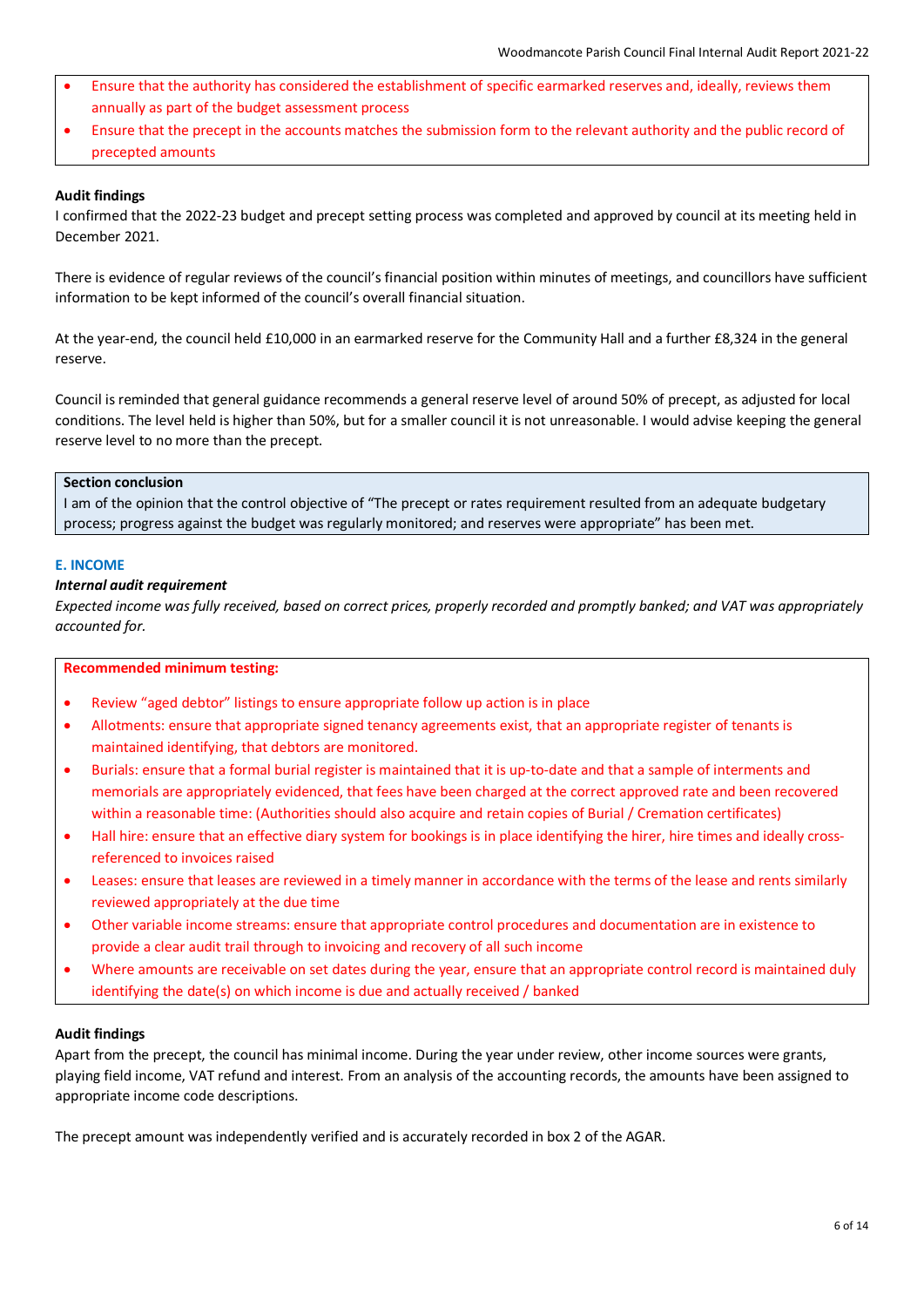- Ensure that the authority has considered the establishment of specific earmarked reserves and, ideally, reviews them annually as part of the budget assessment process
- Ensure that the precept in the accounts matches the submission form to the relevant authority and the public record of precepted amounts

**Audit findings**

I confirmed that the 2022-23 budget and precept setting process was completed and approved by council at its meeting held in December 2021.

There is evidence of regular reviews of the council's financial position within minutes of meetings, and councillors have sufficient information to be kept informed of the council's overall financial situation.

At the year-end, the council held £10,000 in an earmarked reserve for the Community Hall and a further £8,324 in the general reserve.

Council is reminded that general guidance recommends a general reserve level of around 50% of precept, as adjusted for local conditions. The level held is higher than 50%, but for a smaller council it is not unreasonable. I would advise keeping the general reserve level to no more than the precept.

**Section conclusion**

I am of the opinion that the control objective of "The precept or rates requirement resulted from an adequate budgetary process; progress against the budget was regularly monitored; and reserves were appropriate" has been met.

## E. INCOME

***Internal audit requirement***

*Expected income was fully received, based on correct prices, properly recorded and promptly banked; and VAT was appropriately accounted for.*

**Recommended minimum testing:**

- Review "aged debtor" listings to ensure appropriate follow up action is in place
- Allotments: ensure that appropriate signed tenancy agreements exist, that an appropriate register of tenants is maintained identifying, that debtors are monitored.
- Burials: ensure that a formal burial register is maintained that it is up-to-date and that a sample of interments and memorials are appropriately evidenced, that fees have been charged at the correct approved rate and been recovered within a reasonable time: (Authorities should also acquire and retain copies of Burial / Cremation certificates)
- Hall hire: ensure that an effective diary system for bookings is in place identifying the hirer, hire times and ideally cross-referenced to invoices raised
- Leases: ensure that leases are reviewed in a timely manner in accordance with the terms of the lease and rents similarly reviewed appropriately at the due time
- Other variable income streams: ensure that appropriate control procedures and documentation are in existence to provide a clear audit trail through to invoicing and recovery of all such income
- Where amounts are receivable on set dates during the year, ensure that an appropriate control record is maintained duly identifying the date(s) on which income is due and actually received / banked

**Audit findings**

Apart from the precept, the council has minimal income. During the year under review, other income sources were grants, playing field income, VAT refund and interest. From an analysis of the accounting records, the amounts have been assigned to appropriate income code descriptions.

The precept amount was independently verified and is accurately recorded in box 2 of the AGAR.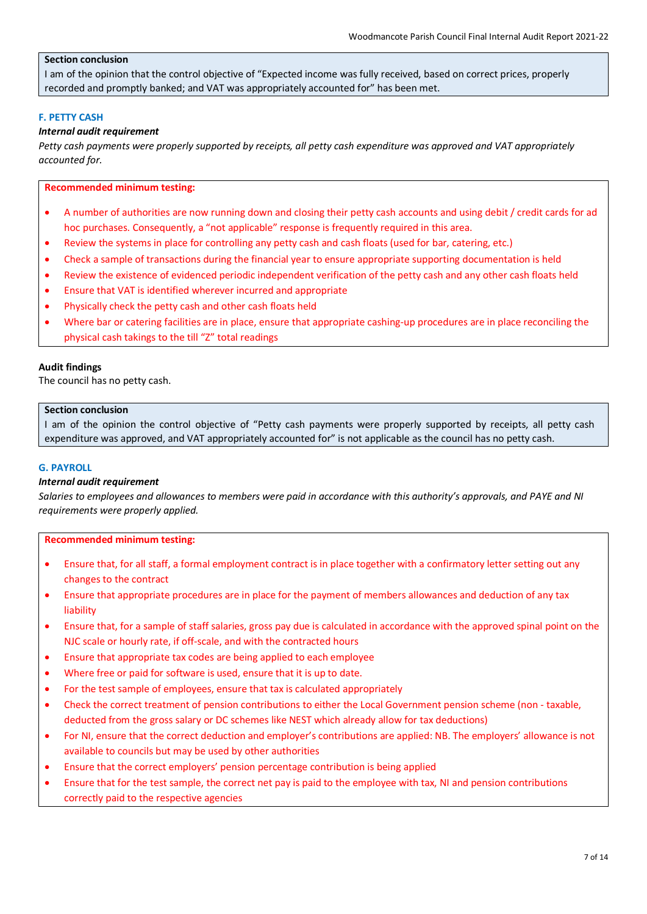**Section conclusion**

I am of the opinion that the control objective of "Expected income was fully received, based on correct prices, properly recorded and promptly banked; and VAT was appropriately accounted for" has been met.

### F. PETTY CASH

***Internal audit requirement***

*Petty cash payments were properly supported by receipts, all petty cash expenditure was approved and VAT appropriately accounted for.*

**Recommended minimum testing:**

- A number of authorities are now running down and closing their petty cash accounts and using debit / credit cards for ad hoc purchases. Consequently, a "not applicable" response is frequently required in this area.
- Review the systems in place for controlling any petty cash and cash floats (used for bar, catering, etc.)
- Check a sample of transactions during the financial year to ensure appropriate supporting documentation is held
- Review the existence of evidenced periodic independent verification of the petty cash and any other cash floats held
- Ensure that VAT is identified wherever incurred and appropriate
- Physically check the petty cash and other cash floats held
- Where bar or catering facilities are in place, ensure that appropriate cashing-up procedures are in place reconciling the physical cash takings to the till "Z" total readings

**Audit findings**

The council has no petty cash.

**Section conclusion**

I am of the opinion the control objective of "Petty cash payments were properly supported by receipts, all petty cash expenditure was approved, and VAT appropriately accounted for" is not applicable as the council has no petty cash.

### G. PAYROLL

***Internal audit requirement***

*Salaries to employees and allowances to members were paid in accordance with this authority's approvals, and PAYE and NI requirements were properly applied.*

**Recommended minimum testing:**

- Ensure that, for all staff, a formal employment contract is in place together with a confirmatory letter setting out any changes to the contract
- Ensure that appropriate procedures are in place for the payment of members allowances and deduction of any tax liability
- Ensure that, for a sample of staff salaries, gross pay due is calculated in accordance with the approved spinal point on the NJC scale or hourly rate, if off-scale, and with the contracted hours
- Ensure that appropriate tax codes are being applied to each employee
- Where free or paid for software is used, ensure that it is up to date.
- For the test sample of employees, ensure that tax is calculated appropriately
- Check the correct treatment of pension contributions to either the Local Government pension scheme (non - taxable, deducted from the gross salary or DC schemes like NEST which already allow for tax deductions)
- For NI, ensure that the correct deduction and employer's contributions are applied: NB. The employers' allowance is not available to councils but may be used by other authorities
- Ensure that the correct employers' pension percentage contribution is being applied
- Ensure that for the test sample, the correct net pay is paid to the employee with tax, NI and pension contributions correctly paid to the respective agencies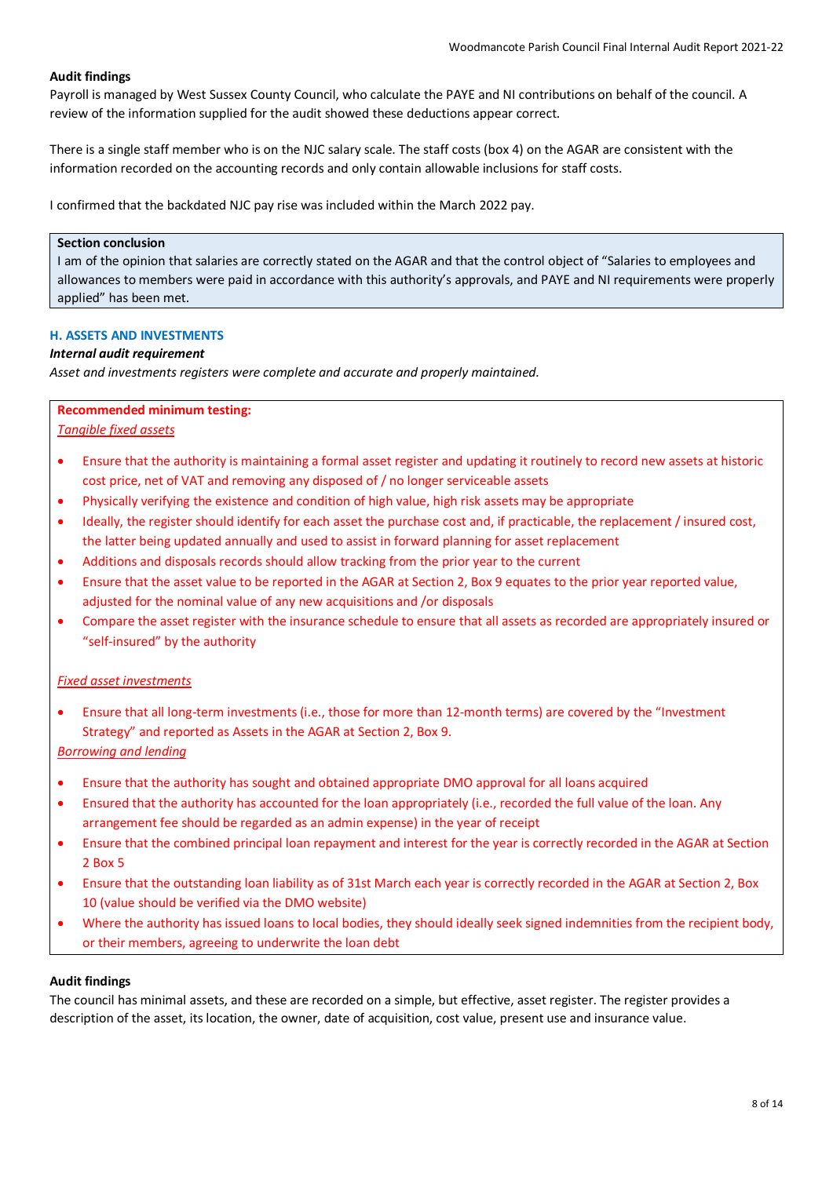**Audit findings**

Payroll is managed by West Sussex County Council, who calculate the PAYE and NI contributions on behalf of the council. A review of the information supplied for the audit showed these deductions appear correct.

There is a single staff member who is on the NJC salary scale. The staff costs (box 4) on the AGAR are consistent with the information recorded on the accounting records and only contain allowable inclusions for staff costs.

I confirmed that the backdated NJC pay rise was included within the March 2022 pay.

> **Section conclusion**
> I am of the opinion that salaries are correctly stated on the AGAR and that the control object of "Salaries to employees and allowances to members were paid in accordance with this authority's approvals, and PAYE and NI requirements were properly applied" has been met.

## H. ASSETS AND INVESTMENTS

***Internal audit requirement***

*Asset and investments registers were complete and accurate and properly maintained.*

> **Recommended minimum testing:**
>
> *Tangible fixed assets*
>
> - Ensure that the authority is maintaining a formal asset register and updating it routinely to record new assets at historic cost price, net of VAT and removing any disposed of / no longer serviceable assets
> - Physically verifying the existence and condition of high value, high risk assets may be appropriate
> - Ideally, the register should identify for each asset the purchase cost and, if practicable, the replacement / insured cost, the latter being updated annually and used to assist in forward planning for asset replacement
> - Additions and disposals records should allow tracking from the prior year to the current
> - Ensure that the asset value to be reported in the AGAR at Section 2, Box 9 equates to the prior year reported value, adjusted for the nominal value of any new acquisitions and /or disposals
> - Compare the asset register with the insurance schedule to ensure that all assets as recorded are appropriately insured or "self-insured" by the authority
>
> *Fixed asset investments*
>
> - Ensure that all long-term investments (i.e., those for more than 12-month terms) are covered by the "Investment Strategy" and reported as Assets in the AGAR at Section 2, Box 9.
>
> *Borrowing and lending*
>
> - Ensure that the authority has sought and obtained appropriate DMO approval for all loans acquired
> - Ensured that the authority has accounted for the loan appropriately (i.e., recorded the full value of the loan. Any arrangement fee should be regarded as an admin expense) in the year of receipt
> - Ensure that the combined principal loan repayment and interest for the year is correctly recorded in the AGAR at Section 2 Box 5
> - Ensure that the outstanding loan liability as of 31st March each year is correctly recorded in the AGAR at Section 2, Box 10 (value should be verified via the DMO website)
> - Where the authority has issued loans to local bodies, they should ideally seek signed indemnities from the recipient body, or their members, agreeing to underwrite the loan debt

**Audit findings**

The council has minimal assets, and these are recorded on a simple, but effective, asset register. The register provides a description of the asset, its location, the owner, date of acquisition, cost value, present use and insurance value.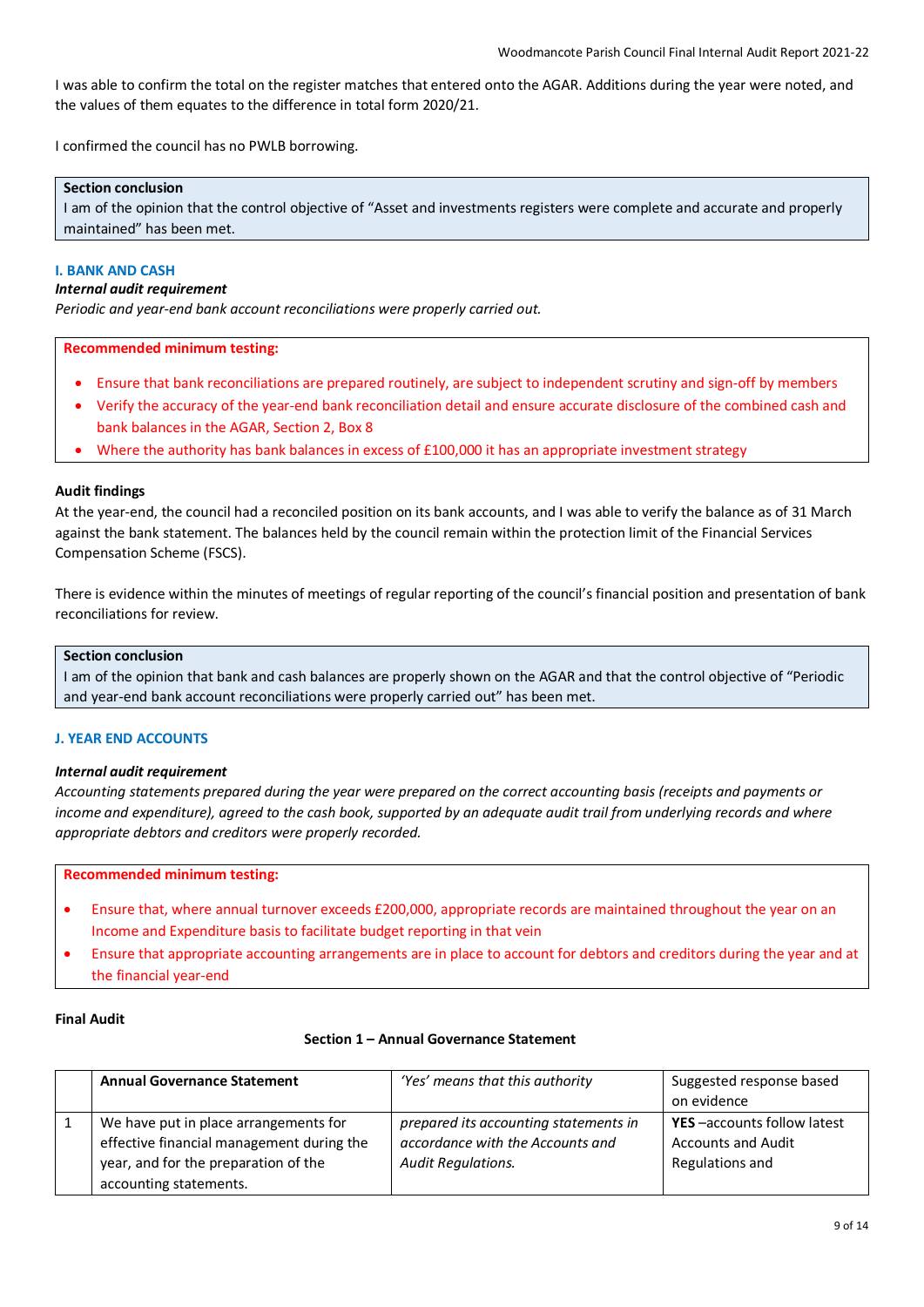I was able to confirm the total on the register matches that entered onto the AGAR. Additions during the year were noted, and the values of them equates to the difference in total form 2020/21.

I confirmed the council has no PWLB borrowing.

**Section conclusion**
I am of the opinion that the control objective of "Asset and investments registers were complete and accurate and properly maintained" has been met.

### I. BANK AND CASH

***Internal audit requirement***
*Periodic and year-end bank account reconciliations were properly carried out.*

**Recommended minimum testing:**

- Ensure that bank reconciliations are prepared routinely, are subject to independent scrutiny and sign-off by members
- Verify the accuracy of the year-end bank reconciliation detail and ensure accurate disclosure of the combined cash and bank balances in the AGAR, Section 2, Box 8
- Where the authority has bank balances in excess of £100,000 it has an appropriate investment strategy

**Audit findings**
At the year-end, the council had a reconciled position on its bank accounts, and I was able to verify the balance as of 31 March against the bank statement. The balances held by the council remain within the protection limit of the Financial Services Compensation Scheme (FSCS).

There is evidence within the minutes of meetings of regular reporting of the council's financial position and presentation of bank reconciliations for review.

**Section conclusion**
I am of the opinion that bank and cash balances are properly shown on the AGAR and that the control objective of "Periodic and year-end bank account reconciliations were properly carried out" has been met.

### J. YEAR END ACCOUNTS

***Internal audit requirement***
*Accounting statements prepared during the year were prepared on the correct accounting basis (receipts and payments or income and expenditure), agreed to the cash book, supported by an adequate audit trail from underlying records and where appropriate debtors and creditors were properly recorded.*

**Recommended minimum testing:**

- Ensure that, where annual turnover exceeds £200,000, appropriate records are maintained throughout the year on an Income and Expenditure basis to facilitate budget reporting in that vein
- Ensure that appropriate accounting arrangements are in place to account for debtors and creditors during the year and at the financial year-end

**Final Audit**

**Section 1 – Annual Governance Statement**

| | **Annual Governance Statement** | *'Yes' means that this authority* | Suggested response based on evidence |
|---|---|---|---|
| 1 | We have put in place arrangements for effective financial management during the year, and for the preparation of the accounting statements. | *prepared its accounting statements in accordance with the Accounts and Audit Regulations.* | **YES** –accounts follow latest Accounts and Audit Regulations and |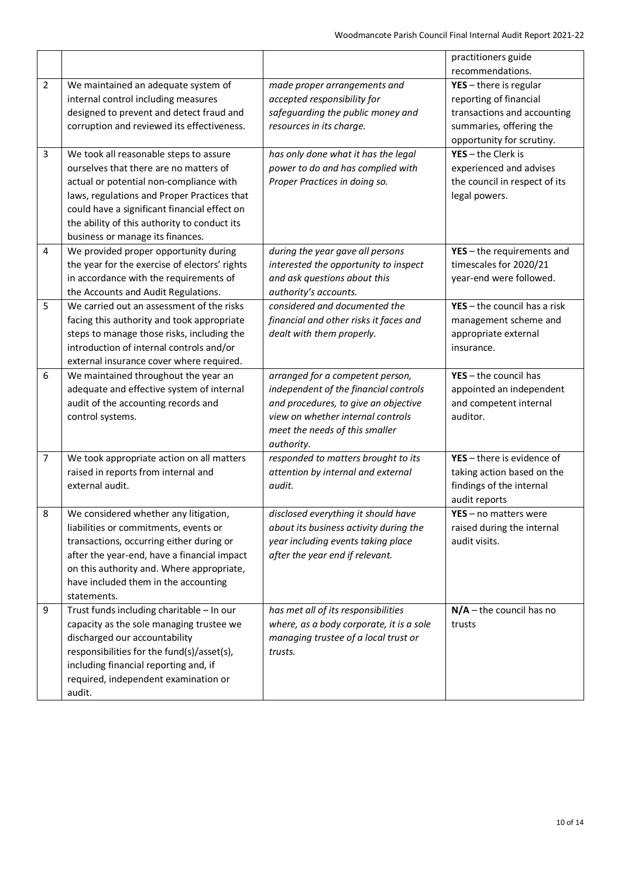| | | | |
|---|---|---|---|
| | | | practitioners guide recommendations. |
| 2 | We maintained an adequate system of internal control including measures designed to prevent and detect fraud and corruption and reviewed its effectiveness. | *made proper arrangements and accepted responsibility for safeguarding the public money and resources in its charge.* | **YES** – there is regular reporting of financial transactions and accounting summaries, offering the opportunity for scrutiny. |
| 3 | We took all reasonable steps to assure ourselves that there are no matters of actual or potential non-compliance with laws, regulations and Proper Practices that could have a significant financial effect on the ability of this authority to conduct its business or manage its finances. | *has only done what it has the legal power to do and has complied with Proper Practices in doing so.* | **YES** – the Clerk is experienced and advises the council in respect of its legal powers. |
| 4 | We provided proper opportunity during the year for the exercise of electors' rights in accordance with the requirements of the Accounts and Audit Regulations. | *during the year gave all persons interested the opportunity to inspect and ask questions about this authority's accounts.* | **YES** – the requirements and timescales for 2020/21 year-end were followed. |
| 5 | We carried out an assessment of the risks facing this authority and took appropriate steps to manage those risks, including the introduction of internal controls and/or external insurance cover where required. | *considered and documented the financial and other risks it faces and dealt with them properly.* | **YES** – the council has a risk management scheme and appropriate external insurance. |
| 6 | We maintained throughout the year an adequate and effective system of internal audit of the accounting records and control systems. | *arranged for a competent person, independent of the financial controls and procedures, to give an objective view on whether internal controls meet the needs of this smaller authority.* | **YES** – the council has appointed an independent and competent internal auditor. |
| 7 | We took appropriate action on all matters raised in reports from internal and external audit. | *responded to matters brought to its attention by internal and external audit.* | **YES** – there is evidence of taking action based on the findings of the internal audit reports |
| 8 | We considered whether any litigation, liabilities or commitments, events or transactions, occurring either during or after the year-end, have a financial impact on this authority and. Where appropriate, have included them in the accounting statements. | *disclosed everything it should have about its business activity during the year including events taking place after the year end if relevant.* | **YES** – no matters were raised during the internal audit visits. |
| 9 | Trust funds including charitable – In our capacity as the sole managing trustee we discharged our accountability responsibilities for the fund(s)/asset(s), including financial reporting and, if required, independent examination or audit. | *has met all of its responsibilities where, as a body corporate, it is a sole managing trustee of a local trust or trusts.* | **N/A** – the council has no trusts |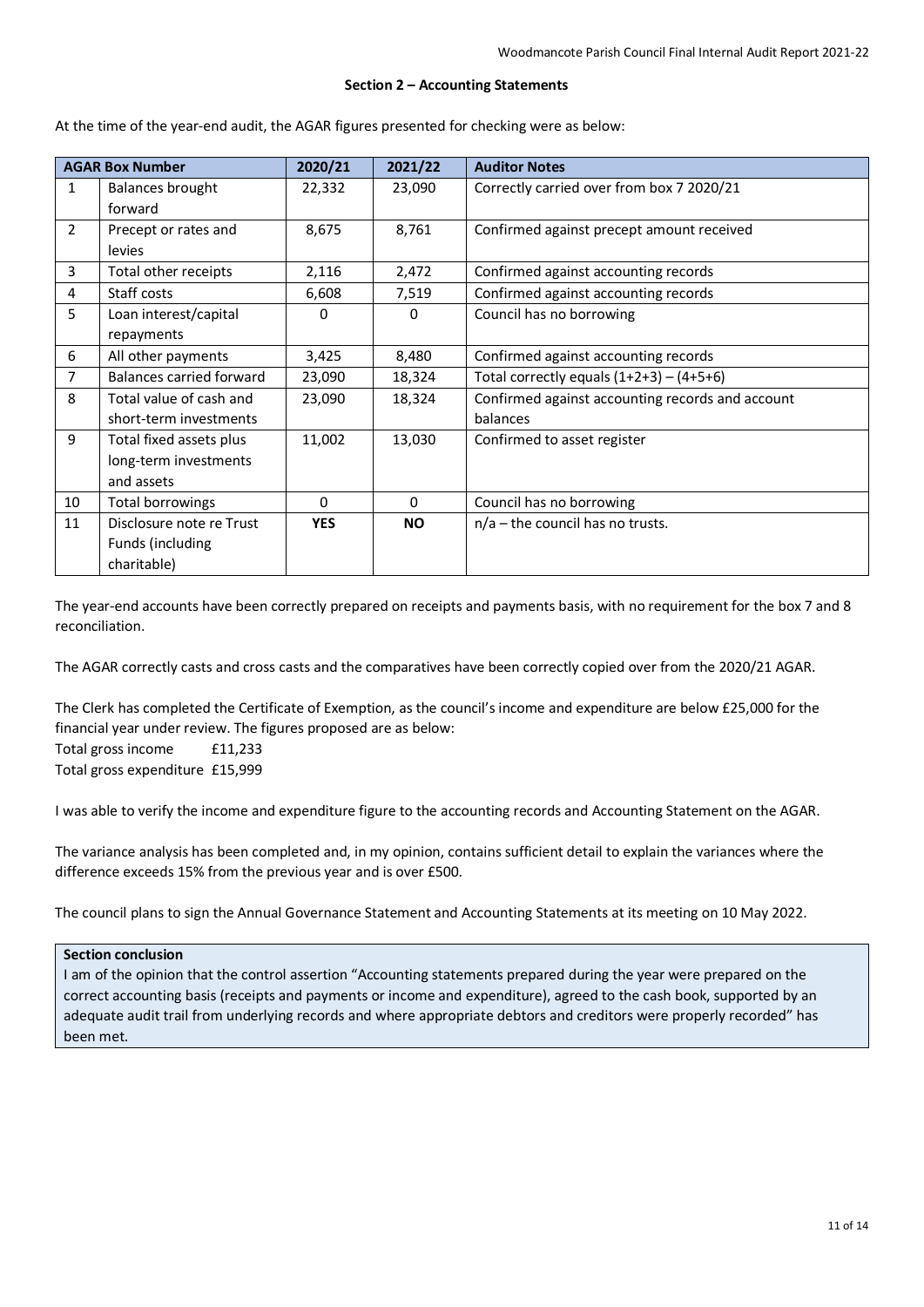## Section 2 – Accounting Statements

At the time of the year-end audit, the AGAR figures presented for checking were as below:

| AGAR Box Number | | 2020/21 | 2021/22 | Auditor Notes |
|---|---|---|---|---|
| 1 | Balances brought forward | 22,332 | 23,090 | Correctly carried over from box 7 2020/21 |
| 2 | Precept or rates and levies | 8,675 | 8,761 | Confirmed against precept amount received |
| 3 | Total other receipts | 2,116 | 2,472 | Confirmed against accounting records |
| 4 | Staff costs | 6,608 | 7,519 | Confirmed against accounting records |
| 5 | Loan interest/capital repayments | 0 | 0 | Council has no borrowing |
| 6 | All other payments | 3,425 | 8,480 | Confirmed against accounting records |
| 7 | Balances carried forward | 23,090 | 18,324 | Total correctly equals (1+2+3) – (4+5+6) |
| 8 | Total value of cash and short-term investments | 23,090 | 18,324 | Confirmed against accounting records and account balances |
| 9 | Total fixed assets plus long-term investments and assets | 11,002 | 13,030 | Confirmed to asset register |
| 10 | Total borrowings | 0 | 0 | Council has no borrowing |
| 11 | Disclosure note re Trust Funds (including charitable) | **YES** | **NO** | n/a – the council has no trusts. |

The year-end accounts have been correctly prepared on receipts and payments basis, with no requirement for the box 7 and 8 reconciliation.

The AGAR correctly casts and cross casts and the comparatives have been correctly copied over from the 2020/21 AGAR.

The Clerk has completed the Certificate of Exemption, as the council's income and expenditure are below £25,000 for the financial year under review. The figures proposed are as below:

Total gross income £11,233
Total gross expenditure £15,999

I was able to verify the income and expenditure figure to the accounting records and Accounting Statement on the AGAR.

The variance analysis has been completed and, in my opinion, contains sufficient detail to explain the variances where the difference exceeds 15% from the previous year and is over £500.

The council plans to sign the Annual Governance Statement and Accounting Statements at its meeting on 10 May 2022.

**Section conclusion**

I am of the opinion that the control assertion "Accounting statements prepared during the year were prepared on the correct accounting basis (receipts and payments or income and expenditure), agreed to the cash book, supported by an adequate audit trail from underlying records and where appropriate debtors and creditors were properly recorded" has been met.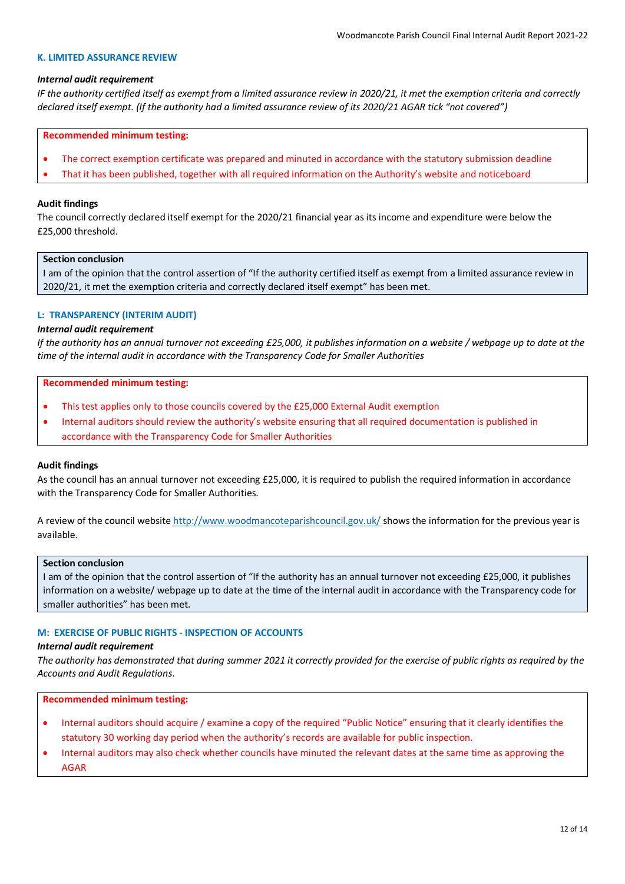### K. LIMITED ASSURANCE REVIEW

***Internal audit requirement***

*IF the authority certified itself as exempt from a limited assurance review in 2020/21, it met the exemption criteria and correctly declared itself exempt. (If the authority had a limited assurance review of its 2020/21 AGAR tick "not covered")*

**Recommended minimum testing:**

- The correct exemption certificate was prepared and minuted in accordance with the statutory submission deadline
- That it has been published, together with all required information on the Authority's website and noticeboard

**Audit findings**

The council correctly declared itself exempt for the 2020/21 financial year as its income and expenditure were below the £25,000 threshold.

**Section conclusion**

I am of the opinion that the control assertion of "If the authority certified itself as exempt from a limited assurance review in 2020/21, it met the exemption criteria and correctly declared itself exempt" has been met.

### L: TRANSPARENCY (INTERIM AUDIT)

***Internal audit requirement***

*If the authority has an annual turnover not exceeding £25,000, it publishes information on a website / webpage up to date at the time of the internal audit in accordance with the Transparency Code for Smaller Authorities*

**Recommended minimum testing:**

- This test applies only to those councils covered by the £25,000 External Audit exemption
- Internal auditors should review the authority's website ensuring that all required documentation is published in accordance with the Transparency Code for Smaller Authorities

**Audit findings**

As the council has an annual turnover not exceeding £25,000, it is required to publish the required information in accordance with the Transparency Code for Smaller Authorities.

A review of the council website http://www.woodmancoteparishcouncil.gov.uk/ shows the information for the previous year is available.

**Section conclusion**

I am of the opinion that the control assertion of "If the authority has an annual turnover not exceeding £25,000, it publishes information on a website/ webpage up to date at the time of the internal audit in accordance with the Transparency code for smaller authorities" has been met.

### M: EXERCISE OF PUBLIC RIGHTS - INSPECTION OF ACCOUNTS

***Internal audit requirement***

*The authority has demonstrated that during summer 2021 it correctly provided for the exercise of public rights as required by the Accounts and Audit Regulations.*

**Recommended minimum testing:**

- Internal auditors should acquire / examine a copy of the required "Public Notice" ensuring that it clearly identifies the statutory 30 working day period when the authority's records are available for public inspection.
- Internal auditors may also check whether councils have minuted the relevant dates at the same time as approving the AGAR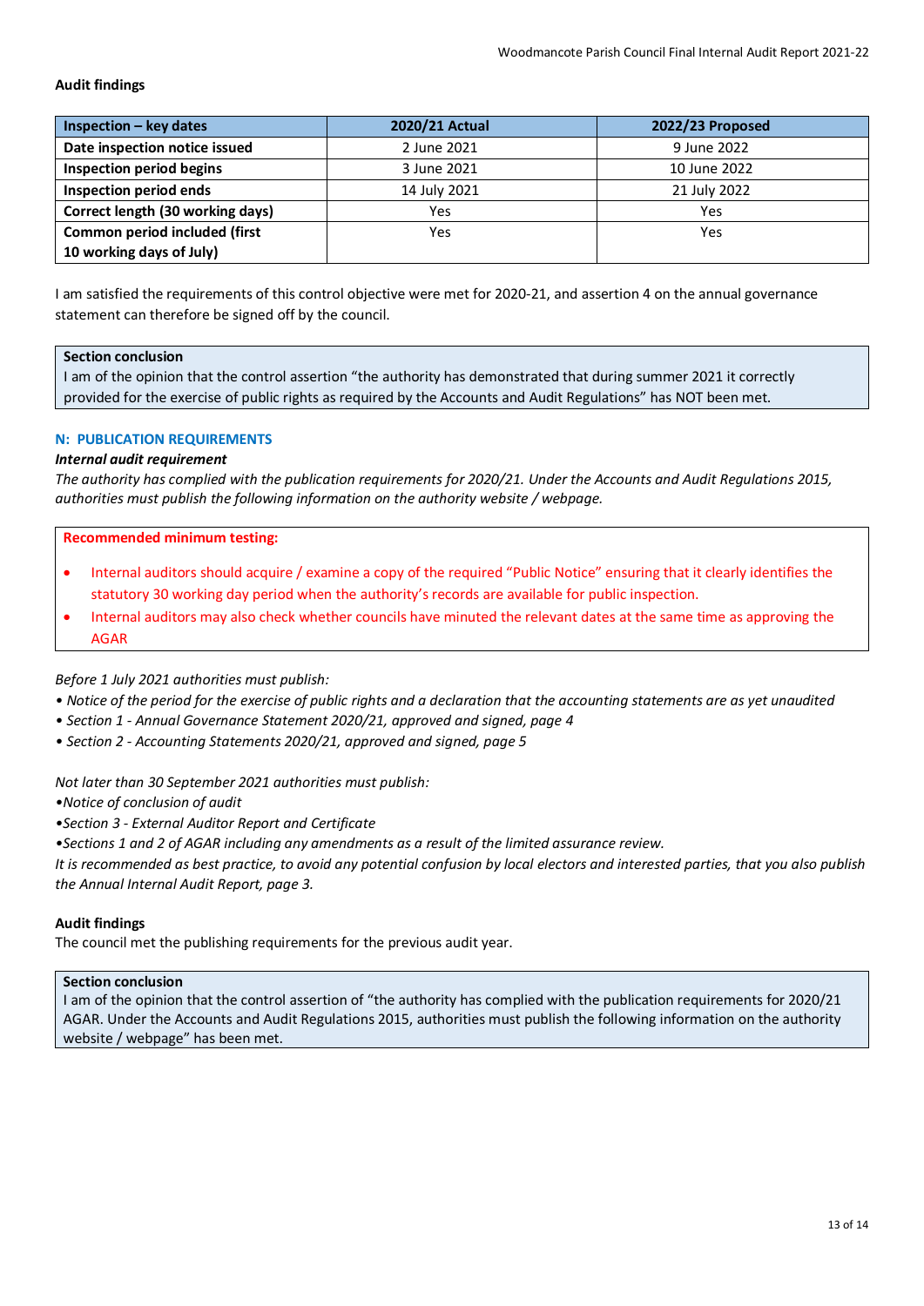**Audit findings**

| Inspection – key dates | 2020/21 Actual | 2022/23 Proposed |
| --- | --- | --- |
| Date inspection notice issued | 2 June 2021 | 9 June 2022 |
| Inspection period begins | 3 June 2021 | 10 June 2022 |
| Inspection period ends | 14 July 2021 | 21 July 2022 |
| Correct length (30 working days) | Yes | Yes |
| Common period included (first 10 working days of July) | Yes | Yes |

I am satisfied the requirements of this control objective were met for 2020-21, and assertion 4 on the annual governance statement can therefore be signed off by the council.

**Section conclusion**
I am of the opinion that the control assertion "the authority has demonstrated that during summer 2021 it correctly provided for the exercise of public rights as required by the Accounts and Audit Regulations" has NOT been met.

### N: PUBLICATION REQUIREMENTS

***Internal audit requirement***

*The authority has complied with the publication requirements for 2020/21. Under the Accounts and Audit Regulations 2015, authorities must publish the following information on the authority website / webpage.*

**Recommended minimum testing:**

- Internal auditors should acquire / examine a copy of the required "Public Notice" ensuring that it clearly identifies the statutory 30 working day period when the authority's records are available for public inspection.
- Internal auditors may also check whether councils have minuted the relevant dates at the same time as approving the AGAR

*Before 1 July 2021 authorities must publish:*

- *Notice of the period for the exercise of public rights and a declaration that the accounting statements are as yet unaudited*
- *Section 1 - Annual Governance Statement 2020/21, approved and signed, page 4*
- *Section 2 - Accounting Statements 2020/21, approved and signed, page 5*

*Not later than 30 September 2021 authorities must publish:*

- *Notice of conclusion of audit*
- *Section 3 - External Auditor Report and Certificate*
- *Sections 1 and 2 of AGAR including any amendments as a result of the limited assurance review.*

*It is recommended as best practice, to avoid any potential confusion by local electors and interested parties, that you also publish the Annual Internal Audit Report, page 3.*

**Audit findings**

The council met the publishing requirements for the previous audit year.

**Section conclusion**
I am of the opinion that the control assertion of "the authority has complied with the publication requirements for 2020/21 AGAR. Under the Accounts and Audit Regulations 2015, authorities must publish the following information on the authority website / webpage" has been met.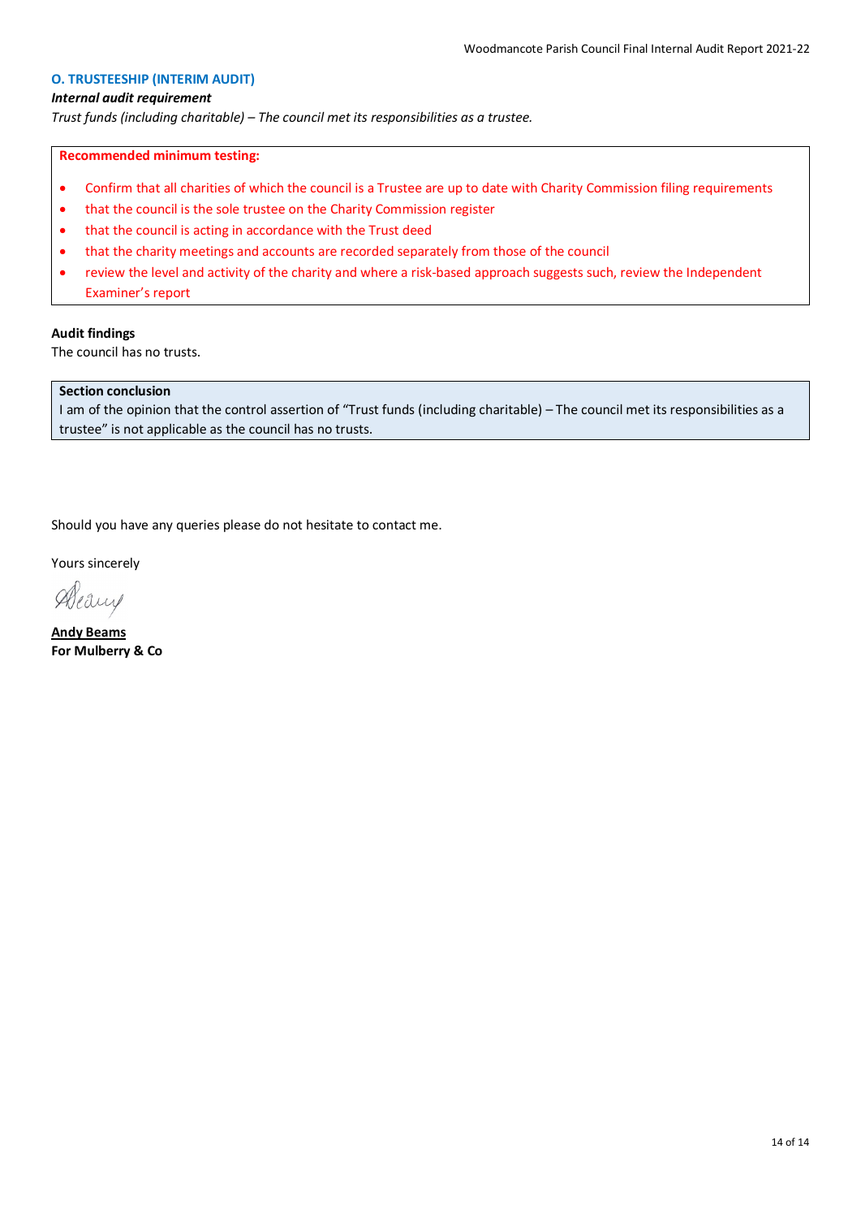## O. TRUSTEESHIP (INTERIM AUDIT)

***Internal audit requirement***

*Trust funds (including charitable) – The council met its responsibilities as a trustee.*

**Recommended minimum testing:**

- Confirm that all charities of which the council is a Trustee are up to date with Charity Commission filing requirements
- that the council is the sole trustee on the Charity Commission register
- that the council is acting in accordance with the Trust deed
- that the charity meetings and accounts are recorded separately from those of the council
- review the level and activity of the charity and where a risk-based approach suggests such, review the Independent Examiner's report

**Audit findings**

The council has no trusts.

**Section conclusion**

I am of the opinion that the control assertion of "Trust funds (including charitable) – The council met its responsibilities as a trustee" is not applicable as the council has no trusts.

Should you have any queries please do not hesitate to contact me.

Yours sincerely

**Andy Beams**

**For Mulberry & Co**